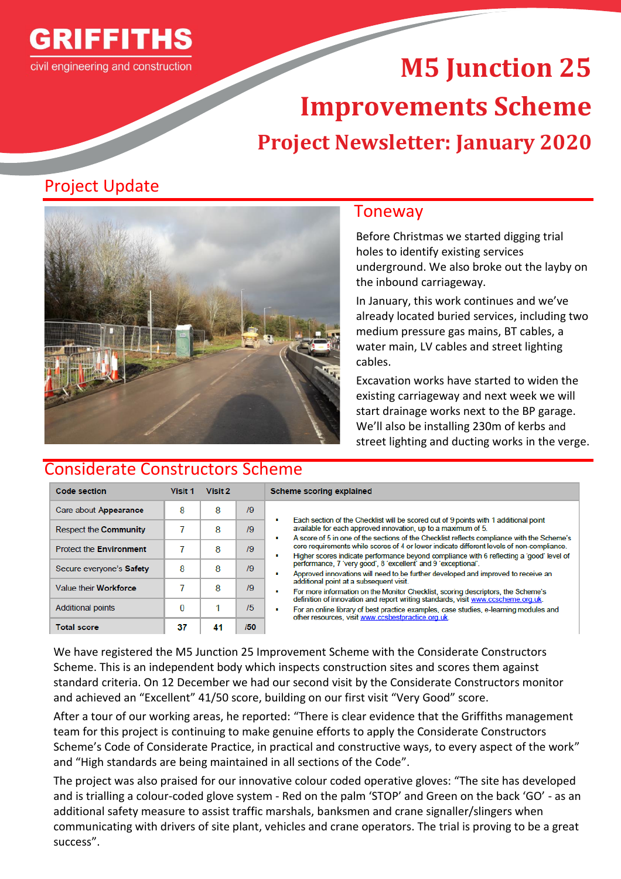GRIFFITHS

civil engineering and construction

# M5 Junction 25 Improvements Scheme

## Project Newsletter: January 2020

## Project Update

### Toneway

Before Christmas we started digging trial holes to identify existing services underground. We also broke out the layby on the inbound carriageway.

In January, this work continues and we've already located buried services, including two medium pressure gas mains, BT cables, a water main, LV cables and street lighting cables.

Excavation works have started to widen the existing carriageway and next week we will start drainage works next to the BP garage. We'll also be installing 230m of kerbs and street lighting and ducting works in the verge.

## Considerate Constructors Scheme

| Code section | Visit 1 | Visit 2 | |
|---|---|---|---|
| Care about **Appearance** | 8 | 8 | /9 |
| Respect the **Community** | 7 | 8 | /9 |
| Protect the **Environment** | 7 | 8 | /9 |
| Secure everyone's **Safety** | 8 | 8 | /9 |
| Value their **Workforce** | 7 | 8 | /9 |
| Additional points | 0 | 1 | /5 |
| **Total score** | **37** | **41** | **/50** |

**Scheme scoring explained**

- Each section of the Checklist will be scored out of 9 points with 1 additional point available for each approved innovation, up to a maximum of 5.
- A score of 5 in one of the sections of the Checklist reflects compliance with the Scheme's core requirements while scores of 4 or lower indicate different levels of non-compliance.
- Higher scores indicate performance beyond compliance with 6 reflecting a 'good' level of performance, 7 'very good', 8 'excellent' and 9 'exceptional'.
- Approved innovations will need to be further developed and improved to receive an additional point at a subsequent visit.
- For more information on the Monitor Checklist, scoring descriptors, the Scheme's definition of innovation and report writing standards, visit www.ccscheme.org.uk.
- For an online library of best practice examples, case studies, e-learning modules and other resources, visit www.ccsbestpractice.org.uk.

We have registered the M5 Junction 25 Improvement Scheme with the Considerate Constructors Scheme. This is an independent body which inspects construction sites and scores them against standard criteria. On 12 December we had our second visit by the Considerate Constructors monitor and achieved an "Excellent" 41/50 score, building on our first visit "Very Good" score.

After a tour of our working areas, he reported: "There is clear evidence that the Griffiths management team for this project is continuing to make genuine efforts to apply the Considerate Constructors Scheme's Code of Considerate Practice, in practical and constructive ways, to every aspect of the work" and "High standards are being maintained in all sections of the Code".

The project was also praised for our innovative colour coded operative gloves: "The site has developed and is trialling a colour-coded glove system - Red on the palm 'STOP' and Green on the back 'GO' - as an additional safety measure to assist traffic marshals, banksmen and crane signaller/slingers when communicating with drivers of site plant, vehicles and crane operators. The trial is proving to be a great success".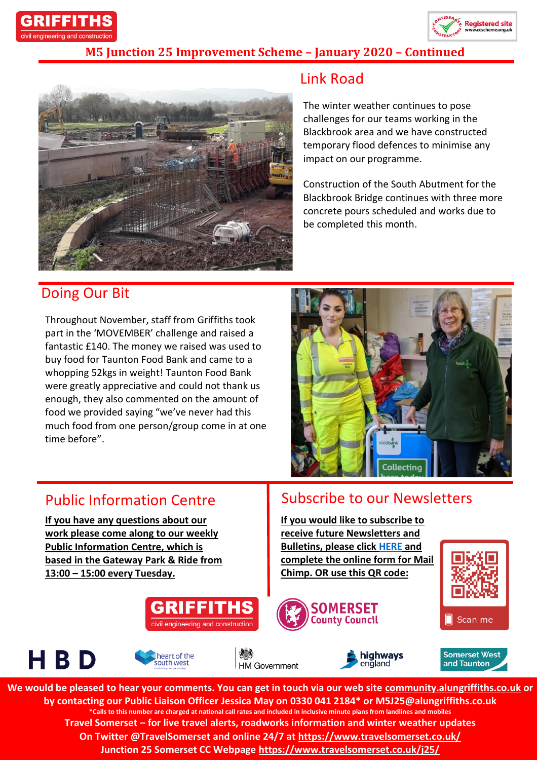## M5 Junction 25 Improvement Scheme – January 2020 – Continued

## Link Road

The winter weather continues to pose challenges for our teams working in the Blackbrook area and we have constructed temporary flood defences to minimise any impact on our programme.

Construction of the South Abutment for the Blackbrook Bridge continues with three more concrete pours scheduled and works due to be completed this month.

## Doing Our Bit

Throughout November, staff from Griffiths took part in the 'MOVEMBER' challenge and raised a fantastic £140. The money we raised was used to buy food for Taunton Food Bank and came to a whopping 52kgs in weight! Taunton Food Bank were greatly appreciative and could not thank us enough, they also commented on the amount of food we provided saying "we've never had this much food from one person/group come in at one time before".

## Public Information Centre

**If you have any questions about our work please come along to our weekly Public Information Centre, which is based in the Gateway Park & Ride from 13:00 – 15:00 every Tuesday.**

## Subscribe to our Newsletters

**If you would like to subscribe to receive future Newsletters and Bulletins, please click HERE and complete the online form for Mail Chimp. OR use this QR code:**

Scan me

**We would be pleased to hear your comments. You can get in touch via our web site community.alungriffiths.co.uk or by contacting our Public Liaison Officer Jessica May on 0330 041 2184* or M5J25@alungriffiths.co.uk**

*Calls to this number are charged at national call rates and included in inclusive minute plans from landlines and mobiles

**Travel Somerset – for live travel alerts, roadworks information and winter weather updates**

**On Twitter @TravelSomerset and online 24/7 at https://www.travelsomerset.co.uk/**

**Junction 25 Somerset CC Webpage https://www.travelsomerset.co.uk/j25/**